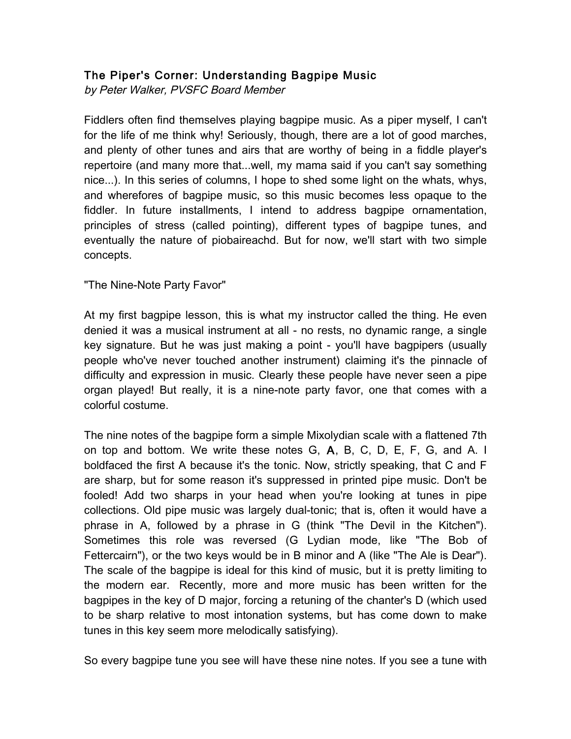## The Piper's Corner: Understanding Bagpipe Music

*by Peter Walker, PVSFC Board Member*

Fiddlers often find themselves playing bagpipe music. As a piper myself, I can't for the life of me think why! Seriously, though, there are a lot of good marches, and plenty of other tunes and airs that are worthy of being in a fiddle player's repertoire (and many more that...well, my mama said if you can't say something nice...). In this series of columns, I hope to shed some light on the whats, whys, and wherefores of bagpipe music, so this music becomes less opaque to the fiddler. In future installments, I intend to address bagpipe ornamentation, principles of stress (called pointing), different types of bagpipe tunes, and eventually the nature of piobaireachd. But for now, we'll start with two simple concepts.

"The Nine-Note Party Favor"

At my first bagpipe lesson, this is what my instructor called the thing. He even denied it was a musical instrument at all - no rests, no dynamic range, a single key signature. But he was just making a point - you'll have bagpipers (usually people who've never touched another instrument) claiming it's the pinnacle of difficulty and expression in music. Clearly these people have never seen a pipe organ played! But really, it is a nine-note party favor, one that comes with a colorful costume.

The nine notes of the bagpipe form a simple Mixolydian scale with a flattened 7th on top and bottom. We write these notes G, **A**, B, C, D, E, F, G, and A. I boldfaced the first A because it's the tonic. Now, strictly speaking, that C and F are sharp, but for some reason it's suppressed in printed pipe music. Don't be fooled! Add two sharps in your head when you're looking at tunes in pipe collections. Old pipe music was largely dual-tonic; that is, often it would have a phrase in A, followed by a phrase in G (think "The Devil in the Kitchen"). Sometimes this role was reversed (G Lydian mode, like "The Bob of Fettercairn"), or the two keys would be in B minor and A (like "The Ale is Dear"). The scale of the bagpipe is ideal for this kind of music, but it is pretty limiting to the modern ear. Recently, more and more music has been written for the bagpipes in the key of D major, forcing a retuning of the chanter's D (which used to be sharp relative to most intonation systems, but has come down to make tunes in this key seem more melodically satisfying).

So every bagpipe tune you see will have these nine notes. If you see a tune with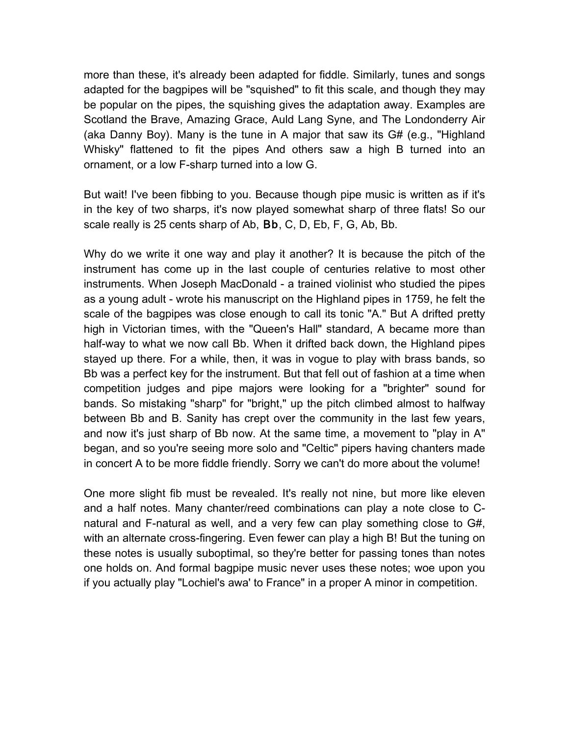more than these, it's already been adapted for fiddle. Similarly, tunes and songs adapted for the bagpipes will be "squished" to fit this scale, and though they may be popular on the pipes, the squishing gives the adaptation away. Examples are Scotland the Brave, Amazing Grace, Auld Lang Syne, and The Londonderry Air (aka Danny Boy). Many is the tune in A major that saw its G# (e.g., "Highland Whisky" flattened to fit the pipes And others saw a high B turned into an ornament, or a low F-sharp turned into a low G.

But wait! I've been fibbing to you. Because though pipe music is written as if it's in the key of two sharps, it's now played somewhat sharp of three flats! So our scale really is 25 cents sharp of Ab, **Bb**, C, D, Eb, F, G, Ab, Bb.

Why do we write it one way and play it another? It is because the pitch of the instrument has come up in the last couple of centuries relative to most other instruments. When Joseph MacDonald - a trained violinist who studied the pipes as a young adult - wrote his manuscript on the Highland pipes in 1759, he felt the scale of the bagpipes was close enough to call its tonic "A." But A drifted pretty high in Victorian times, with the "Queen's Hall" standard, A became more than half-way to what we now call Bb. When it drifted back down, the Highland pipes stayed up there. For a while, then, it was in vogue to play with brass bands, so Bb was a perfect key for the instrument. But that fell out of fashion at a time when competition judges and pipe majors were looking for a "brighter" sound for bands. So mistaking "sharp" for "bright," up the pitch climbed almost to halfway between Bb and B. Sanity has crept over the community in the last few years, and now it's just sharp of Bb now. At the same time, a movement to "play in A" began, and so you're seeing more solo and "Celtic" pipers having chanters made in concert A to be more fiddle friendly. Sorry we can't do more about the volume!

One more slight fib must be revealed. It's really not nine, but more like eleven and a half notes. Many chanter/reed combinations can play a note close to C-natural and F-natural as well, and a very few can play something close to G#, with an alternate cross-fingering. Even fewer can play a high B! But the tuning on these notes is usually suboptimal, so they're better for passing tones than notes one holds on. And formal bagpipe music never uses these notes; woe upon you if you actually play "Lochiel's awa' to France" in a proper A minor in competition.